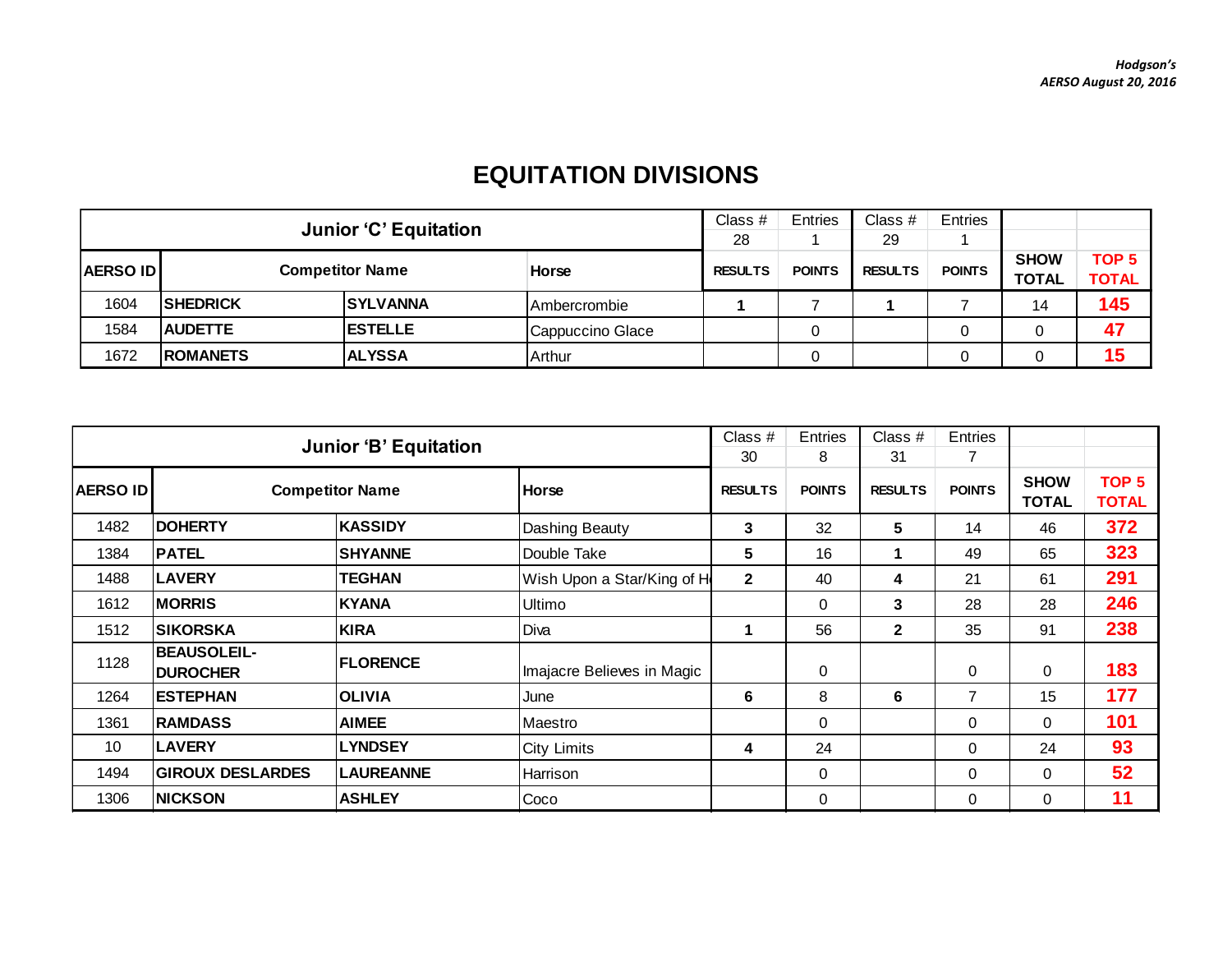*Hodgson's*
*AERSO August 20, 2016*

# EQUITATION DIVISIONS

| Junior 'C' Equitation | | | | Class # 28 | Entries 1 | Class # 29 | Entries 1 | | |
|---|---|---|---|---|---|---|---|---|---|
| **AERSO ID** | **Competitor Name** | | **Horse** | **RESULTS** | **POINTS** | **RESULTS** | **POINTS** | **SHOW TOTAL** | **TOP 5 TOTAL** |
| 1604 | **SHEDRICK** | **SYLVANNA** | Ambercrombie | **1** | 7 | **1** | 7 | 14 | **145** |
| 1584 | **AUDETTE** | **ESTELLE** | Cappuccino Glace | | 0 | | 0 | 0 | **47** |
| 1672 | **ROMANETS** | **ALYSSA** | Arthur | | 0 | | 0 | 0 | **15** |

| Junior 'B' Equitation | | | | Class # 30 | Entries 8 | Class # 31 | Entries 7 | | |
|---|---|---|---|---|---|---|---|---|---|
| **AERSO ID** | **Competitor Name** | | **Horse** | **RESULTS** | **POINTS** | **RESULTS** | **POINTS** | **SHOW TOTAL** | **TOP 5 TOTAL** |
| 1482 | **DOHERTY** | **KASSIDY** | Dashing Beauty | **3** | 32 | **5** | 14 | 46 | **372** |
| 1384 | **PATEL** | **SHYANNE** | Double Take | **5** | 16 | **1** | 49 | 65 | **323** |
| 1488 | **LAVERY** | **TEGHAN** | Wish Upon a Star/King of H | **2** | 40 | **4** | 21 | 61 | **291** |
| 1612 | **MORRIS** | **KYANA** | Ultimo | | 0 | **3** | 28 | 28 | **246** |
| 1512 | **SIKORSKA** | **KIRA** | Diva | **1** | 56 | **2** | 35 | 91 | **238** |
| 1128 | **BEAUSOLEIL-DUROCHER** | **FLORENCE** | Imajacre Believes in Magic | | 0 | | 0 | 0 | **183** |
| 1264 | **ESTEPHAN** | **OLIVIA** | June | **6** | 8 | **6** | 7 | 15 | **177** |
| 1361 | **RAMDASS** | **AIMEE** | Maestro | | 0 | | 0 | 0 | **101** |
| 10 | **LAVERY** | **LYNDSEY** | City Limits | **4** | 24 | | 0 | 24 | **93** |
| 1494 | **GIROUX DESLARDES** | **LAUREANNE** | Harrison | | 0 | | 0 | 0 | **52** |
| 1306 | **NICKSON** | **ASHLEY** | Coco | | 0 | | 0 | 0 | **11** |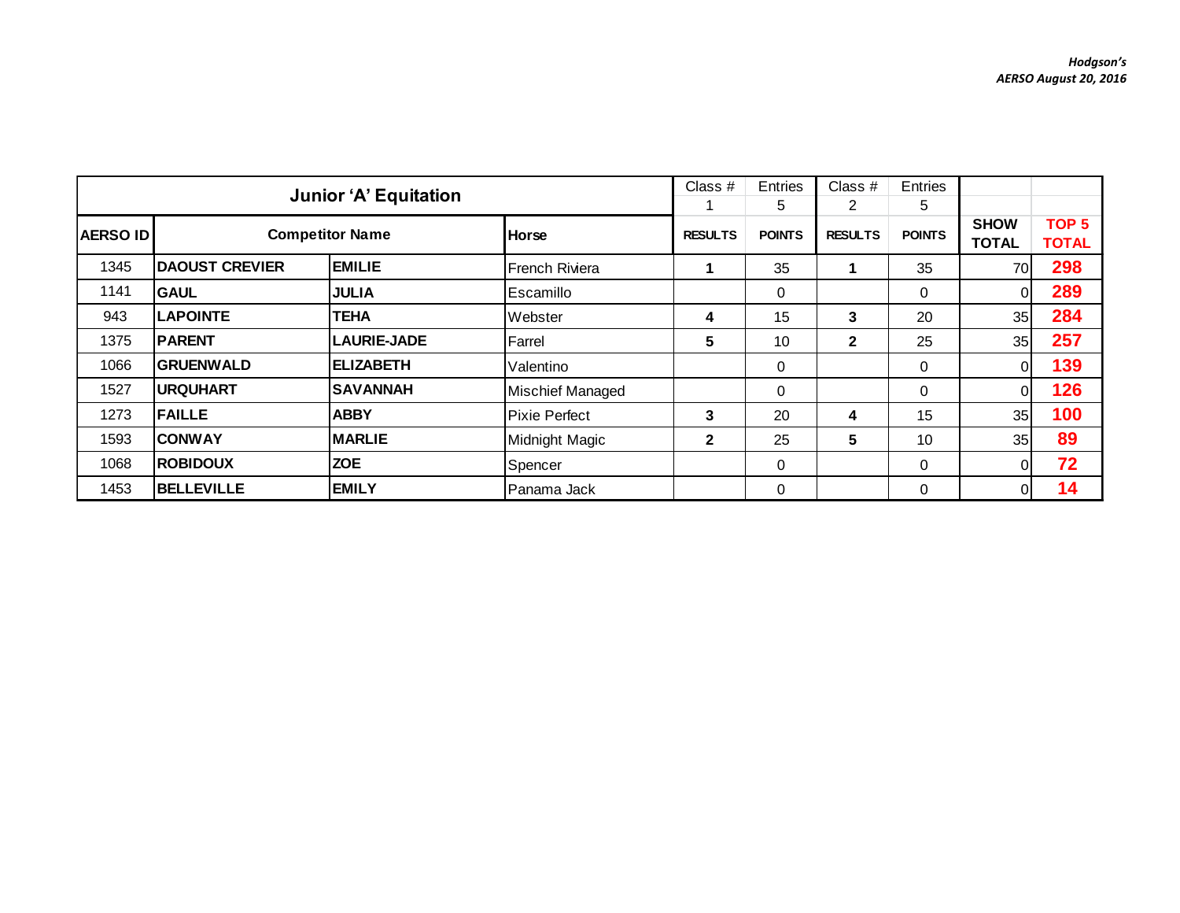*Hodgson's*
*AERSO August 20, 2016*

| Junior 'A' Equitation | | | | Class # 1 | Entries 5 | Class # 2 | Entries 5 | | |
|---|---|---|---|---|---|---|---|---|---|
| **AERSO ID** | **Competitor Name** | | **Horse** | **RESULTS** | **POINTS** | **RESULTS** | **POINTS** | **SHOW TOTAL** | **TOP 5 TOTAL** |
| 1345 | **DAOUST CREVIER** | **EMILIE** | French Riviera | **1** | 35 | **1** | 35 | 70 | **298** |
| 1141 | **GAUL** | **JULIA** | Escamillo | | 0 | | 0 | 0 | **289** |
| 943 | **LAPOINTE** | **TEHA** | Webster | **4** | 15 | **3** | 20 | 35 | **284** |
| 1375 | **PARENT** | **LAURIE-JADE** | Farrel | **5** | 10 | **2** | 25 | 35 | **257** |
| 1066 | **GRUENWALD** | **ELIZABETH** | Valentino | | 0 | | 0 | 0 | **139** |
| 1527 | **URQUHART** | **SAVANNAH** | Mischief Managed | | 0 | | 0 | 0 | **126** |
| 1273 | **FAILLE** | **ABBY** | Pixie Perfect | **3** | 20 | **4** | 15 | 35 | **100** |
| 1593 | **CONWAY** | **MARLIE** | Midnight Magic | **2** | 25 | **5** | 10 | 35 | **89** |
| 1068 | **ROBIDOUX** | **ZOE** | Spencer | | 0 | | 0 | 0 | **72** |
| 1453 | **BELLEVILLE** | **EMILY** | Panama Jack | | 0 | | 0 | 0 | **14** |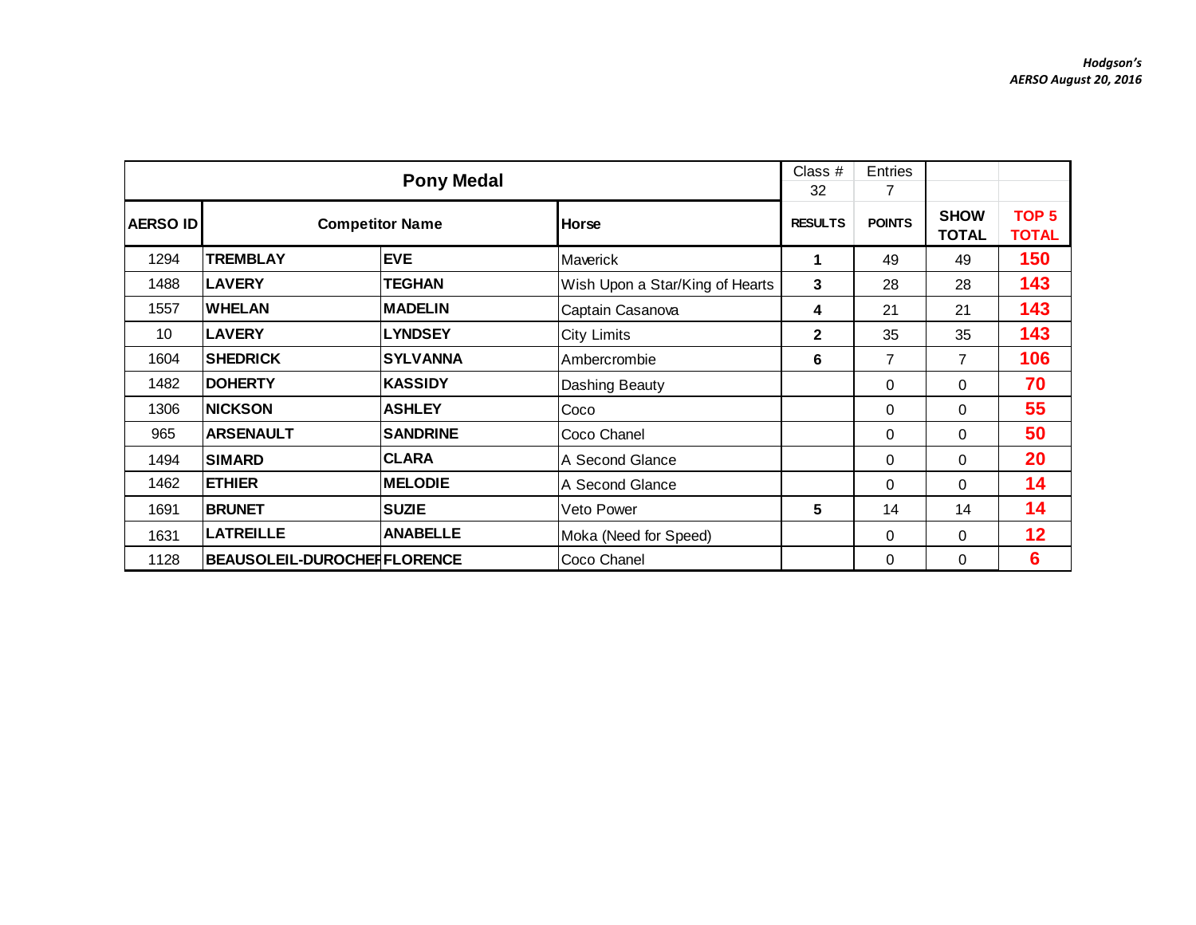*Hodgson's*
*AERSO August 20, 2016*

| Pony Medal | | | | Class # 32 | Entries 7 | | |
|---|---|---|---|---|---|---|---|
| **AERSO ID** | **Competitor Name** | | **Horse** | **RESULTS** | **POINTS** | **SHOW TOTAL** | **TOP 5 TOTAL** |
| 1294 | **TREMBLAY** | **EVE** | Maverick | **1** | 49 | 49 | **150** |
| 1488 | **LAVERY** | **TEGHAN** | Wish Upon a Star/King of Hearts | **3** | 28 | 28 | **143** |
| 1557 | **WHELAN** | **MADELIN** | Captain Casanova | **4** | 21 | 21 | **143** |
| 10 | **LAVERY** | **LYNDSEY** | City Limits | **2** | 35 | 35 | **143** |
| 1604 | **SHEDRICK** | **SYLVANNA** | Ambercrombie | **6** | 7 | 7 | **106** |
| 1482 | **DOHERTY** | **KASSIDY** | Dashing Beauty | | 0 | 0 | **70** |
| 1306 | **NICKSON** | **ASHLEY** | Coco | | 0 | 0 | **55** |
| 965 | **ARSENAULT** | **SANDRINE** | Coco Chanel | | 0 | 0 | **50** |
| 1494 | **SIMARD** | **CLARA** | A Second Glance | | 0 | 0 | **20** |
| 1462 | **ETHIER** | **MELODIE** | A Second Glance | | 0 | 0 | **14** |
| 1691 | **BRUNET** | **SUZIE** | Veto Power | **5** | 14 | 14 | **14** |
| 1631 | **LATREILLE** | **ANABELLE** | Moka (Need for Speed) | | 0 | 0 | **12** |
| 1128 | **BEAUSOLEIL-DUROCHER** | **FLORENCE** | Coco Chanel | | 0 | 0 | **6** |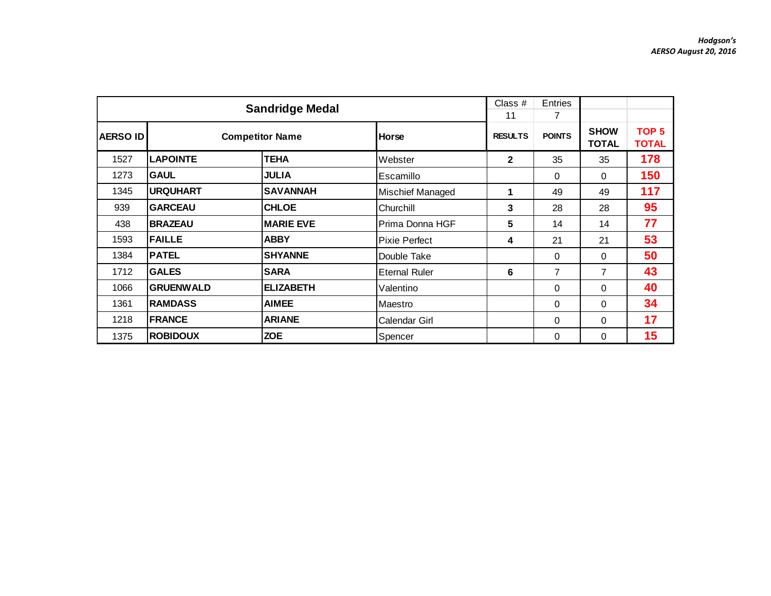*Hodgson's*
*AERSO August 20, 2016*

| Sandridge Medal | | | | Class # | Entries | | |
|---|---|---|---|---|---|---|---|
| | | | | 11 | 7 | | |
| **AERSO ID** | **Competitor Name** | | **Horse** | **RESULTS** | **POINTS** | **SHOW TOTAL** | **TOP 5 TOTAL** |
| 1527 | **LAPOINTE** | **TEHA** | Webster | **2** | 35 | 35 | **178** |
| 1273 | **GAUL** | **JULIA** | Escamillo | | 0 | 0 | **150** |
| 1345 | **URQUHART** | **SAVANNAH** | Mischief Managed | **1** | 49 | 49 | **117** |
| 939 | **GARCEAU** | **CHLOE** | Churchill | **3** | 28 | 28 | **95** |
| 438 | **BRAZEAU** | **MARIE EVE** | Prima Donna HGF | **5** | 14 | 14 | **77** |
| 1593 | **FAILLE** | **ABBY** | Pixie Perfect | **4** | 21 | 21 | **53** |
| 1384 | **PATEL** | **SHYANNE** | Double Take | | 0 | 0 | **50** |
| 1712 | **GALES** | **SARA** | Eternal Ruler | **6** | 7 | 7 | **43** |
| 1066 | **GRUENWALD** | **ELIZABETH** | Valentino | | 0 | 0 | **40** |
| 1361 | **RAMDASS** | **AIMEE** | Maestro | | 0 | 0 | **34** |
| 1218 | **FRANCE** | **ARIANE** | Calendar Girl | | 0 | 0 | **17** |
| 1375 | **ROBIDOUX** | **ZOE** | Spencer | | 0 | 0 | **15** |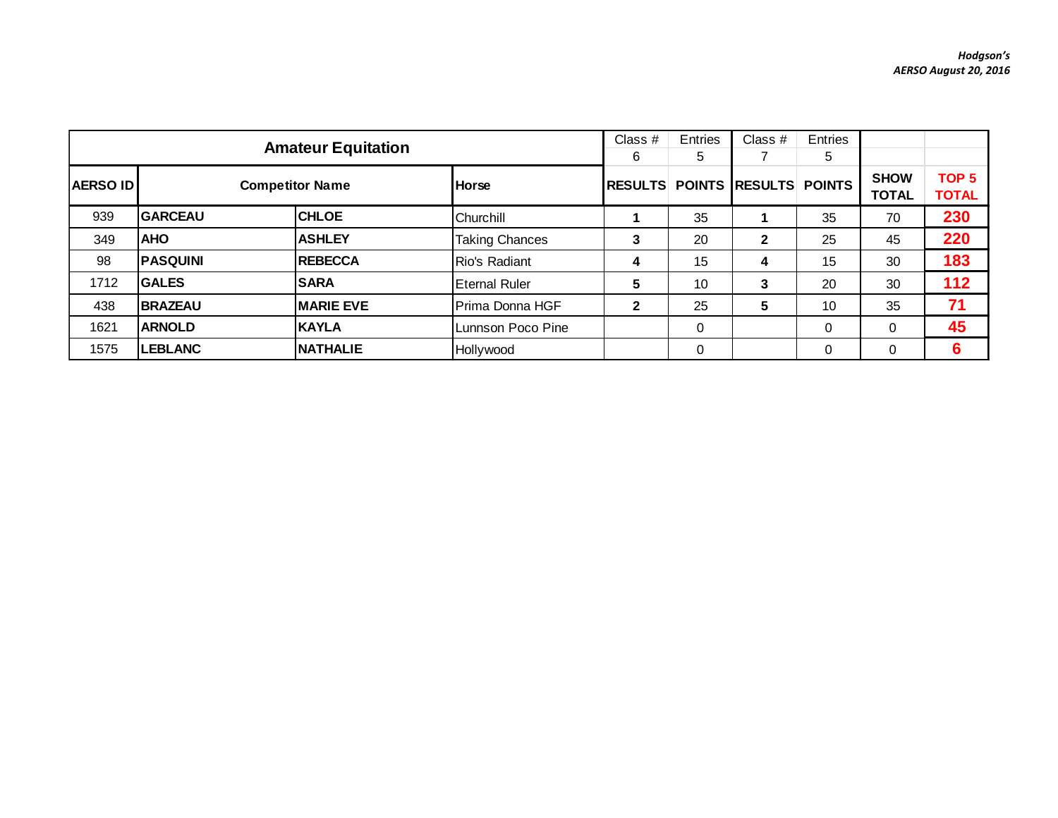Hodgson's
AERSO August 20, 2016

| Amateur Equitation | | | | Class # 6 | Entries 5 | Class # 7 | Entries 5 | | |
|---|---|---|---|---|---|---|---|---|---|
| AERSO ID | Competitor Name | | Horse | RESULTS | POINTS | RESULTS | POINTS | SHOW TOTAL | TOP 5 TOTAL |
| 939 | GARCEAU | CHLOE | Churchill | 1 | 35 | 1 | 35 | 70 | 230 |
| 349 | AHO | ASHLEY | Taking Chances | 3 | 20 | 2 | 25 | 45 | 220 |
| 98 | PASQUINI | REBECCA | Rio's Radiant | 4 | 15 | 4 | 15 | 30 | 183 |
| 1712 | GALES | SARA | Eternal Ruler | 5 | 10 | 3 | 20 | 30 | 112 |
| 438 | BRAZEAU | MARIE EVE | Prima Donna HGF | 2 | 25 | 5 | 10 | 35 | 71 |
| 1621 | ARNOLD | KAYLA | Lunnson Poco Pine | | 0 | | 0 | 0 | 45 |
| 1575 | LEBLANC | NATHALIE | Hollywood | | 0 | | 0 | 0 | 6 |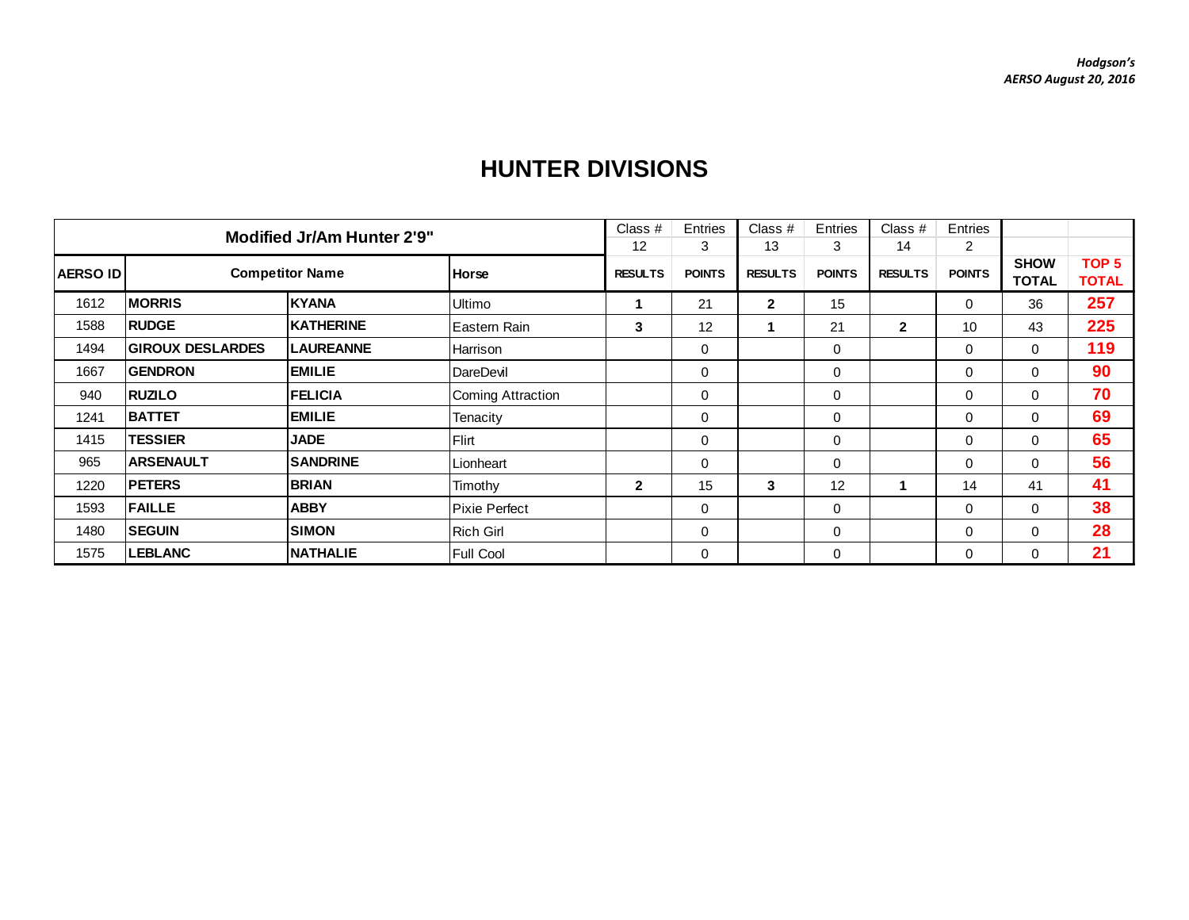*Hodgson's*
*AERSO August 20, 2016*

# HUNTER DIVISIONS

| Modified Jr/Am Hunter 2'9" | | | | Class # 12 | Entries 3 | Class # 13 | Entries 3 | Class # 14 | Entries 2 | | |
|---|---|---|---|---|---|---|---|---|---|---|---|
| **AERSO ID** | **Competitor Name** | | **Horse** | **RESULTS** | **POINTS** | **RESULTS** | **POINTS** | **RESULTS** | **POINTS** | **SHOW TOTAL** | **TOP 5 TOTAL** |
| 1612 | **MORRIS** | **KYANA** | Ultimo | **1** | 21 | **2** | 15 | | 0 | 36 | **257** |
| 1588 | **RUDGE** | **KATHERINE** | Eastern Rain | **3** | 12 | **1** | 21 | **2** | 10 | 43 | **225** |
| 1494 | **GIROUX DESLARDES** | **LAUREANNE** | Harrison | | 0 | | 0 | | 0 | 0 | **119** |
| 1667 | **GENDRON** | **EMILIE** | DareDevil | | 0 | | 0 | | 0 | 0 | **90** |
| 940 | **RUZILO** | **FELICIA** | Coming Attraction | | 0 | | 0 | | 0 | 0 | **70** |
| 1241 | **BATTET** | **EMILIE** | Tenacity | | 0 | | 0 | | 0 | 0 | **69** |
| 1415 | **TESSIER** | **JADE** | Flirt | | 0 | | 0 | | 0 | 0 | **65** |
| 965 | **ARSENAULT** | **SANDRINE** | Lionheart | | 0 | | 0 | | 0 | 0 | **56** |
| 1220 | **PETERS** | **BRIAN** | Timothy | **2** | 15 | **3** | 12 | **1** | 14 | 41 | **41** |
| 1593 | **FAILLE** | **ABBY** | Pixie Perfect | | 0 | | 0 | | 0 | 0 | **38** |
| 1480 | **SEGUIN** | **SIMON** | Rich Girl | | 0 | | 0 | | 0 | 0 | **28** |
| 1575 | **LEBLANC** | **NATHALIE** | Full Cool | | 0 | | 0 | | 0 | 0 | **21** |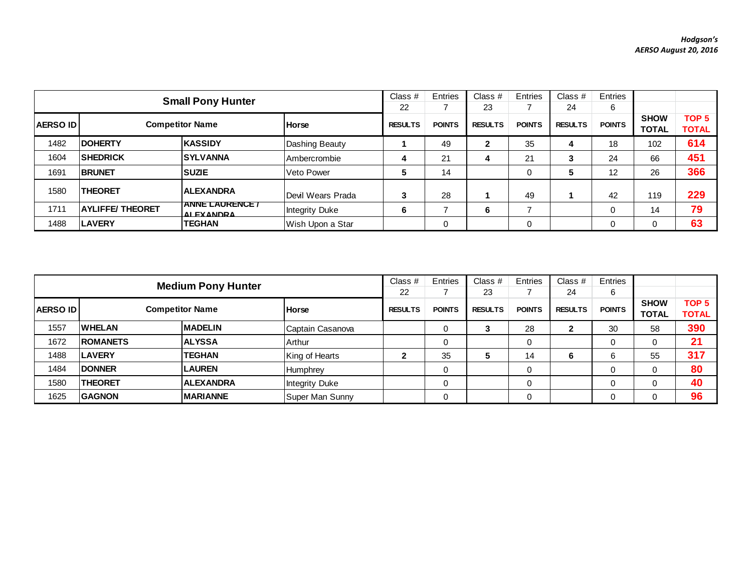*Hodgson's*
*AERSO August 20, 2016*

| Small Pony Hunter | | | Class # 22 | Entries 7 | Class # 23 | Entries 7 | Class # 24 | Entries 6 | | |
|---|---|---|---|---|---|---|---|---|---|---|
| AERSO ID | Competitor Name | | Horse | RESULTS | POINTS | RESULTS | POINTS | RESULTS | POINTS | SHOW TOTAL | TOP 5 TOTAL |
| 1482 | **DOHERTY** | **KASSIDY** | Dashing Beauty | **1** | 49 | **2** | 35 | **4** | 18 | 102 | **614** |
| 1604 | **SHEDRICK** | **SYLVANNA** | Ambercrombie | **4** | 21 | **4** | 21 | **3** | 24 | 66 | **451** |
| 1691 | **BRUNET** | **SUZIE** | Veto Power | **5** | 14 | | 0 | **5** | 12 | 26 | **366** |
| 1580 | **THEORET** | **ALEXANDRA** | Devil Wears Prada | **3** | 28 | **1** | 49 | **1** | 42 | 119 | **229** |
| 1711 | **AYLIFFE/ THEORET** | **ANNE LAURENCE / ALEXANDRA** | Integrity Duke | **6** | 7 | **6** | 7 | | 0 | 14 | **79** |
| 1488 | **LAVERY** | **TEGHAN** | Wish Upon a Star | | 0 | | 0 | | 0 | 0 | **63** |

| Medium Pony Hunter | | | Class # 22 | Entries 7 | Class # 23 | Entries 7 | Class # 24 | Entries 6 | | |
|---|---|---|---|---|---|---|---|---|---|---|
| AERSO ID | Competitor Name | | Horse | RESULTS | POINTS | RESULTS | POINTS | RESULTS | POINTS | SHOW TOTAL | TOP 5 TOTAL |
| 1557 | **WHELAN** | **MADELIN** | Captain Casanova | | 0 | **3** | 28 | **2** | 30 | 58 | **390** |
| 1672 | **ROMANETS** | **ALYSSA** | Arthur | | 0 | | 0 | | 0 | 0 | **21** |
| 1488 | **LAVERY** | **TEGHAN** | King of Hearts | **2** | 35 | **5** | 14 | **6** | 6 | 55 | **317** |
| 1484 | **DONNER** | **LAUREN** | Humphrey | | 0 | | 0 | | 0 | 0 | **80** |
| 1580 | **THEORET** | **ALEXANDRA** | Integrity Duke | | 0 | | 0 | | 0 | 0 | **40** |
| 1625 | **GAGNON** | **MARIANNE** | Super Man Sunny | | 0 | | 0 | | 0 | 0 | **96** |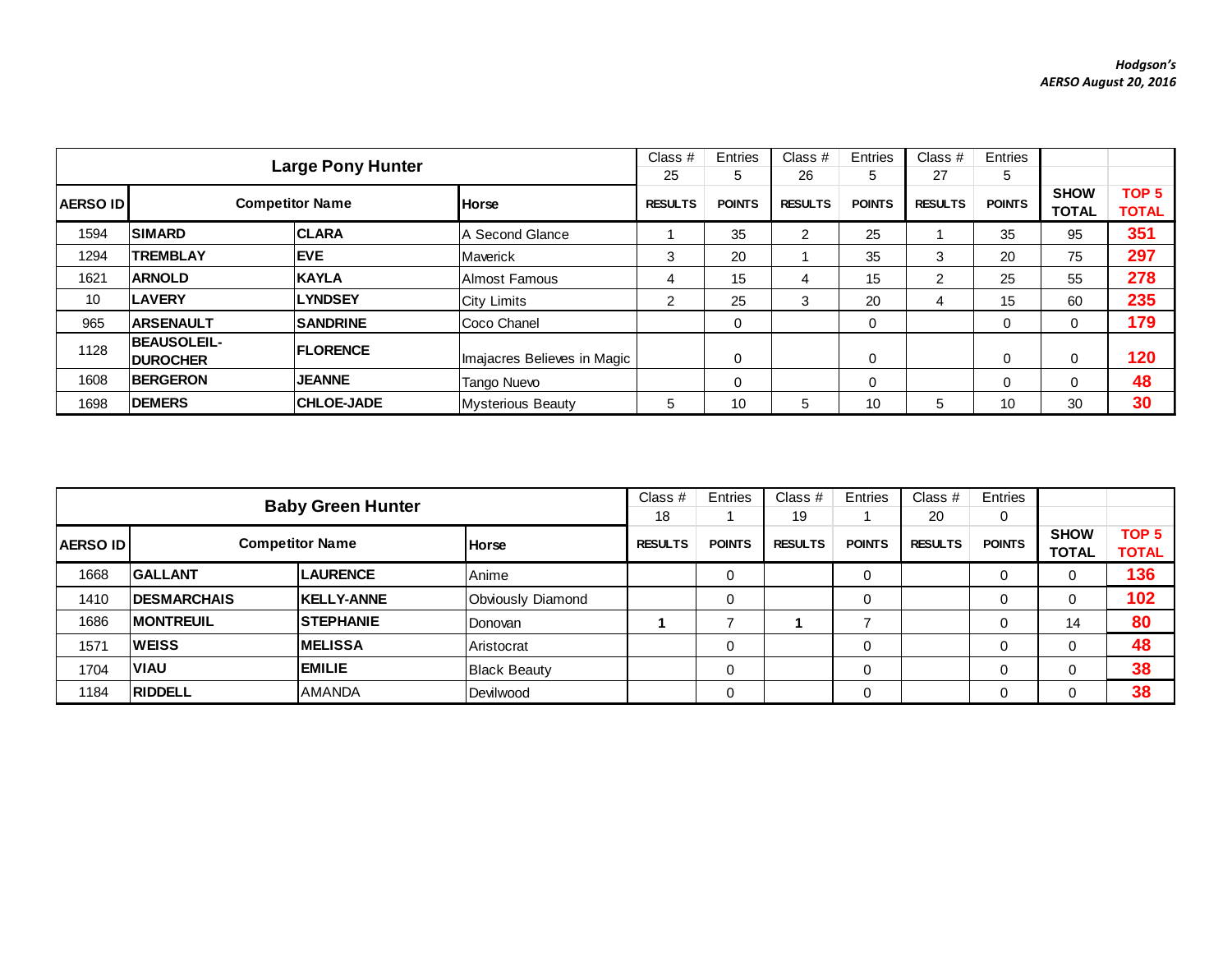*Hodgson's*
*AERSO August 20, 2016*

| Large Pony Hunter | | | | Class # 25 | Entries 5 | Class # 26 | Entries 5 | Class # 27 | Entries 5 | | |
|---|---|---|---|---|---|---|---|---|---|---|---|
| **AERSO ID** | **Competitor Name** | | **Horse** | **RESULTS** | **POINTS** | **RESULTS** | **POINTS** | **RESULTS** | **POINTS** | **SHOW TOTAL** | **TOP 5 TOTAL** |
| 1594 | **SIMARD** | **CLARA** | A Second Glance | 1 | 35 | 2 | 25 | 1 | 35 | 95 | **351** |
| 1294 | **TREMBLAY** | **EVE** | Maverick | 3 | 20 | 1 | 35 | 3 | 20 | 75 | **297** |
| 1621 | **ARNOLD** | **KAYLA** | Almost Famous | 4 | 15 | 4 | 15 | 2 | 25 | 55 | **278** |
| 10 | **LAVERY** | **LYNDSEY** | City Limits | 2 | 25 | 3 | 20 | 4 | 15 | 60 | **235** |
| 965 | **ARSENAULT** | **SANDRINE** | Coco Chanel | | 0 | | 0 | | 0 | 0 | **179** |
| 1128 | **BEAUSOLEIL-DUROCHER** | **FLORENCE** | Imajacres Believes in Magic | | 0 | | 0 | | 0 | 0 | **120** |
| 1608 | **BERGERON** | **JEANNE** | Tango Nuevo | | 0 | | 0 | | 0 | 0 | **48** |
| 1698 | **DEMERS** | **CHLOE-JADE** | Mysterious Beauty | 5 | 10 | 5 | 10 | 5 | 10 | 30 | **30** |

| Baby Green Hunter | | | | Class # 18 | Entries 1 | Class # 19 | Entries 1 | Class # 20 | Entries 0 | | |
|---|---|---|---|---|---|---|---|---|---|---|---|
| **AERSO ID** | **Competitor Name** | | **Horse** | **RESULTS** | **POINTS** | **RESULTS** | **POINTS** | **RESULTS** | **POINTS** | **SHOW TOTAL** | **TOP 5 TOTAL** |
| 1668 | **GALLANT** | **LAURENCE** | Anime | | 0 | | 0 | | 0 | 0 | **136** |
| 1410 | **DESMARCHAIS** | **KELLY-ANNE** | Obviously Diamond | | 0 | | 0 | | 0 | 0 | **102** |
| 1686 | **MONTREUIL** | **STEPHANIE** | Donovan | **1** | 7 | **1** | 7 | | 0 | 14 | **80** |
| 1571 | **WEISS** | **MELISSA** | Aristocrat | | 0 | | 0 | | 0 | 0 | **48** |
| 1704 | **VIAU** | **EMILIE** | Black Beauty | | 0 | | 0 | | 0 | 0 | **38** |
| 1184 | **RIDDELL** | AMANDA | Devilwood | | 0 | | 0 | | 0 | 0 | **38** |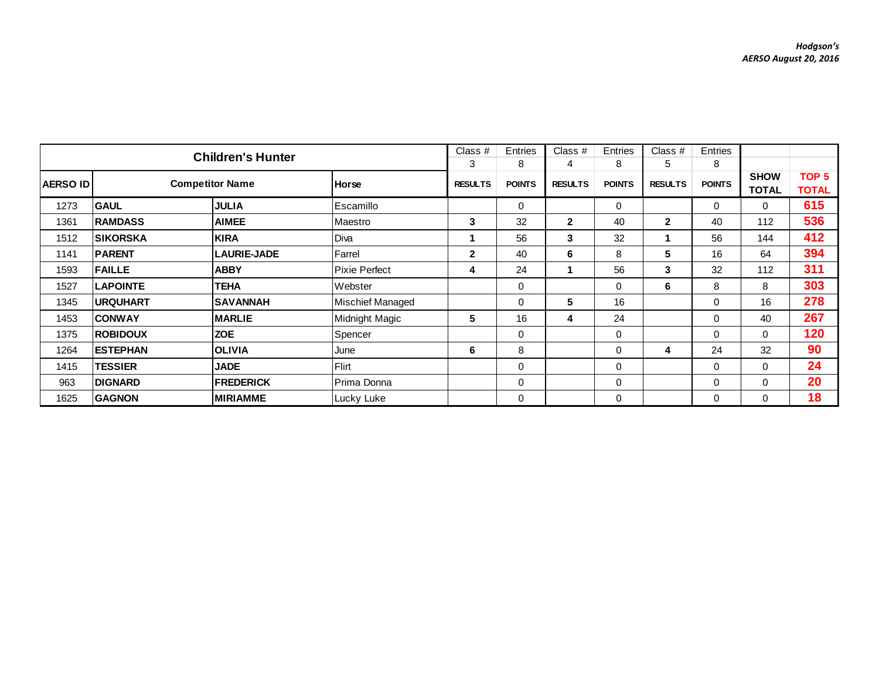*Hodgson's*
*AERSO August 20, 2016*

| Children's Hunter | | | | Class # 3 | Entries 8 | Class # 4 | Entries 8 | Class # 5 | Entries 8 | | |
|---|---|---|---|---|---|---|---|---|---|---|---|
| **AERSO ID** | **Competitor Name** | | **Horse** | **RESULTS** | **POINTS** | **RESULTS** | **POINTS** | **RESULTS** | **POINTS** | **SHOW TOTAL** | **TOP 5 TOTAL** |
| 1273 | **GAUL** | **JULIA** | Escamillo | | 0 | | 0 | | 0 | 0 | **615** |
| 1361 | **RAMDASS** | **AIMEE** | Maestro | **3** | 32 | **2** | 40 | **2** | 40 | 112 | **536** |
| 1512 | **SIKORSKA** | **KIRA** | Diva | **1** | 56 | **3** | 32 | **1** | 56 | 144 | **412** |
| 1141 | **PARENT** | **LAURIE-JADE** | Farrel | **2** | 40 | **6** | 8 | **5** | 16 | 64 | **394** |
| 1593 | **FAILLE** | **ABBY** | Pixie Perfect | **4** | 24 | **1** | 56 | **3** | 32 | 112 | **311** |
| 1527 | **LAPOINTE** | **TEHA** | Webster | | 0 | | 0 | **6** | 8 | 8 | **303** |
| 1345 | **URQUHART** | **SAVANNAH** | Mischief Managed | | 0 | **5** | 16 | | 0 | 16 | **278** |
| 1453 | **CONWAY** | **MARLIE** | Midnight Magic | **5** | 16 | **4** | 24 | | 0 | 40 | **267** |
| 1375 | **ROBIDOUX** | **ZOE** | Spencer | | 0 | | 0 | | 0 | 0 | **120** |
| 1264 | **ESTEPHAN** | **OLIVIA** | June | **6** | 8 | | 0 | **4** | 24 | 32 | **90** |
| 1415 | **TESSIER** | **JADE** | Flirt | | 0 | | 0 | | 0 | 0 | **24** |
| 963 | **DIGNARD** | **FREDERICK** | Prima Donna | | 0 | | 0 | | 0 | 0 | **20** |
| 1625 | **GAGNON** | **MIRIAMME** | Lucky Luke | | 0 | | 0 | | 0 | 0 | **18** |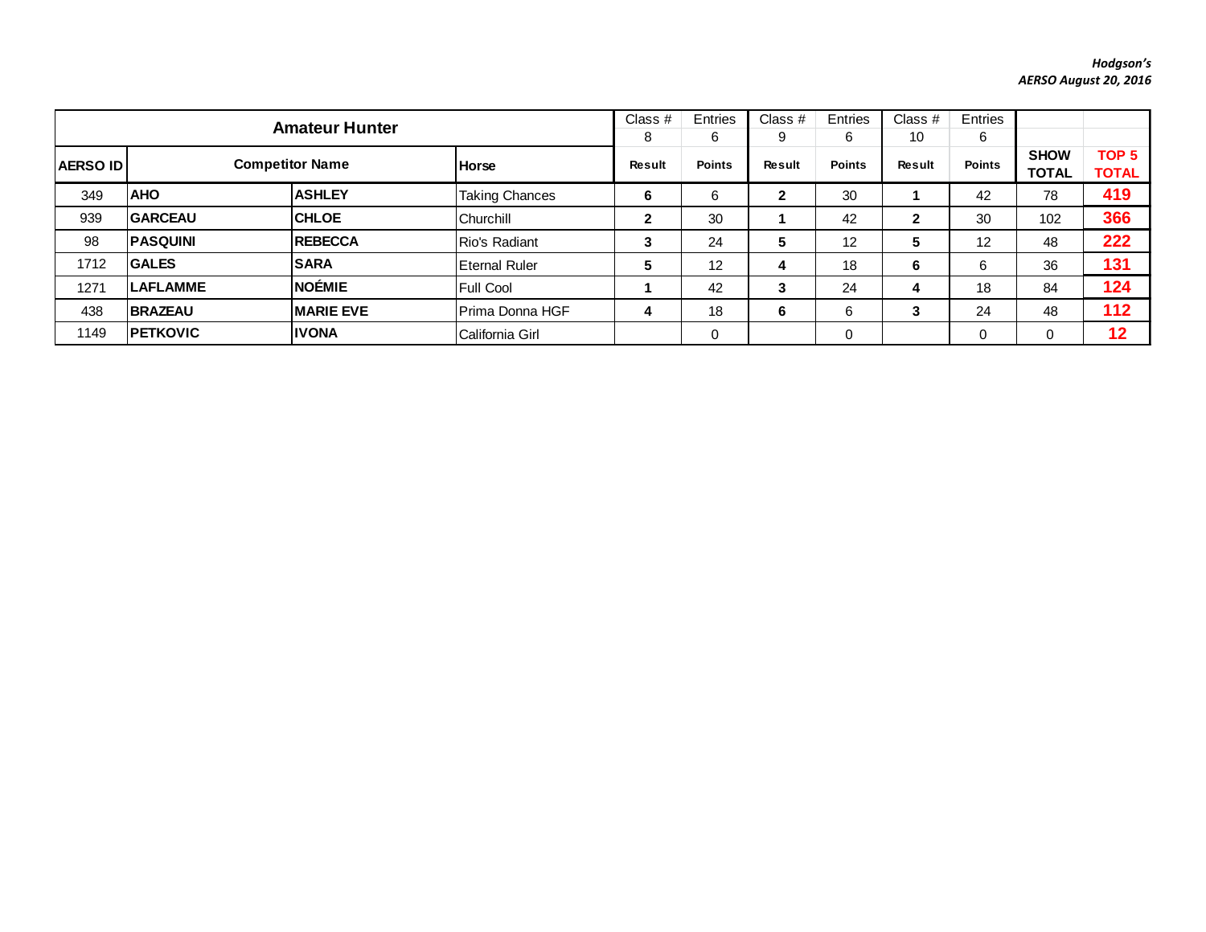*Hodgson's*
*AERSO August 20, 2016*

| Amateur Hunter | | | | Class # 8 | Entries 6 | Class # 9 | Entries 6 | Class # 10 | Entries 6 | | |
|---|---|---|---|---|---|---|---|---|---|---|---|
| AERSO ID | Competitor Name | | Horse | Result | Points | Result | Points | Result | Points | SHOW TOTAL | TOP 5 TOTAL |
| 349 | AHO | ASHLEY | Taking Chances | 6 | 6 | 2 | 30 | 1 | 42 | 78 | 419 |
| 939 | GARCEAU | CHLOE | Churchill | 2 | 30 | 1 | 42 | 2 | 30 | 102 | 366 |
| 98 | PASQUINI | REBECCA | Rio's Radiant | 3 | 24 | 5 | 12 | 5 | 12 | 48 | 222 |
| 1712 | GALES | SARA | Eternal Ruler | 5 | 12 | 4 | 18 | 6 | 6 | 36 | 131 |
| 1271 | LAFLAMME | NOÉMIE | Full Cool | 1 | 42 | 3 | 24 | 4 | 18 | 84 | 124 |
| 438 | BRAZEAU | MARIE EVE | Prima Donna HGF | 4 | 18 | 6 | 6 | 3 | 24 | 48 | 112 |
| 1149 | PETKOVIC | IVONA | California Girl | | 0 | | 0 | | 0 | 0 | 12 |